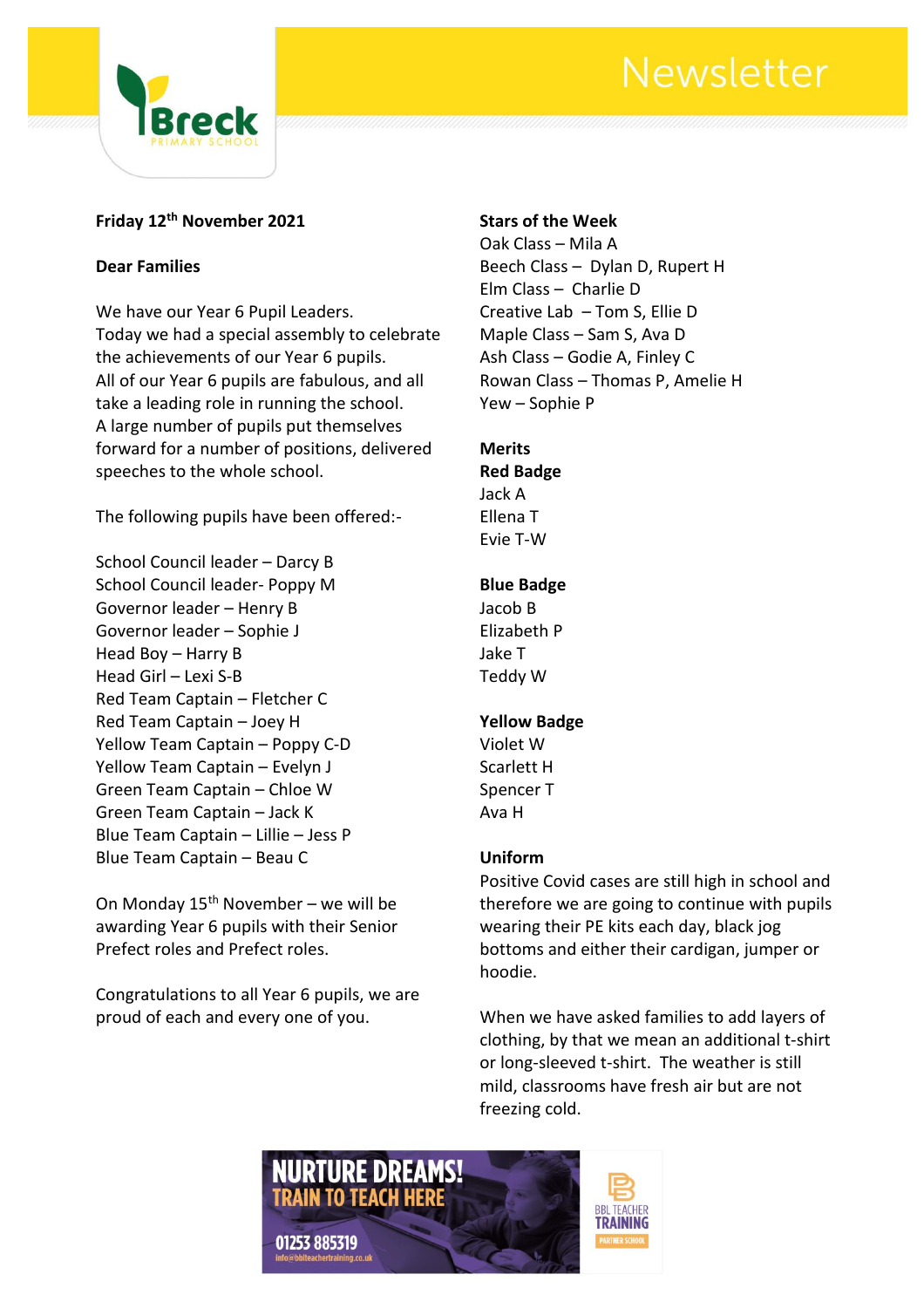# Newsletter

Breck Primary School

**Friday 12th November 2021**

**Dear Families**

We have our Year 6 Pupil Leaders.
Today we had a special assembly to celebrate the achievements of our Year 6 pupils.
All of our Year 6 pupils are fabulous, and all take a leading role in running the school.
A large number of pupils put themselves forward for a number of positions, delivered speeches to the whole school.

The following pupils have been offered:-

School Council leader – Darcy B
School Council leader- Poppy M
Governor leader – Henry B
Governor leader – Sophie J
Head Boy – Harry B
Head Girl – Lexi S-B
Red Team Captain – Fletcher C
Red Team Captain – Joey H
Yellow Team Captain – Poppy C-D
Yellow Team Captain – Evelyn J
Green Team Captain – Chloe W
Green Team Captain – Jack K
Blue Team Captain – Lillie – Jess P
Blue Team Captain – Beau C

On Monday 15th November – we will be awarding Year 6 pupils with their Senior Prefect roles and Prefect roles.

Congratulations to all Year 6 pupils, we are proud of each and every one of you.

**Stars of the Week**

Oak Class – Mila A
Beech Class – Dylan D, Rupert H
Elm Class – Charlie D
Creative Lab – Tom S, Ellie D
Maple Class – Sam S, Ava D
Ash Class – Godie A, Finley C
Rowan Class – Thomas P, Amelie H
Yew – Sophie P

**Merits**

**Red Badge**

Jack A
Ellena T
Evie T-W

**Blue Badge**

Jacob B
Elizabeth P
Jake T
Teddy W

**Yellow Badge**

Violet W
Scarlett H
Spencer T
Ava H

**Uniform**

Positive Covid cases are still high in school and therefore we are going to continue with pupils wearing their PE kits each day, black jog bottoms and either their cardigan, jumper or hoodie.

When we have asked families to add layers of clothing, by that we mean an additional t-shirt or long-sleeved t-shirt. The weather is still mild, classrooms have fresh air but are not freezing cold.

NURTURE DREAMS! TRAIN TO TEACH HERE
01253 885319
info@bblteachertraining.co.uk
BBL TEACHER TRAINING PARTNER SCHOOL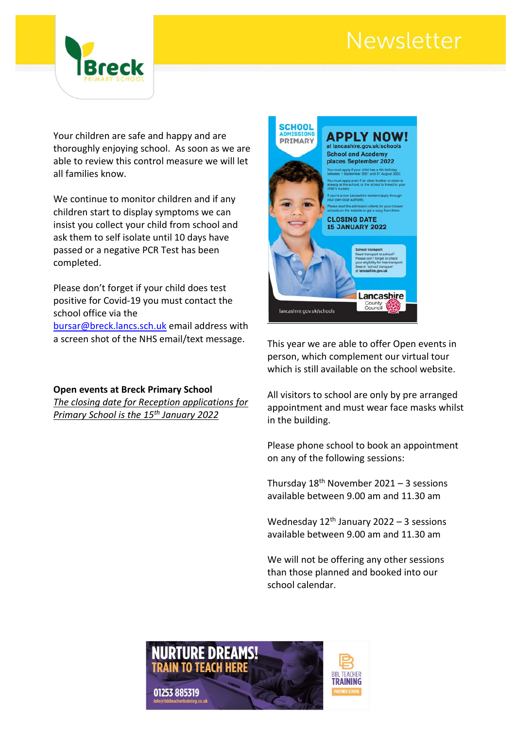Your children are safe and happy and are thoroughly enjoying school. As soon as we are able to review this control measure we will let all families know.

We continue to monitor children and if any children start to display symptoms we can insist you collect your child from school and ask them to self isolate until 10 days have passed or a negative PCR Test has been completed.

Please don't forget if your child does test positive for Covid-19 you must contact the school office via the bursar@breck.lancs.sch.uk email address with a screen shot of the NHS email/text message.

**Open events at Breck Primary School**

*The closing date for Reception applications for Primary School is the 15th January 2022*

This year we are able to offer Open events in person, which complement our virtual tour which is still available on the school website.

All visitors to school are only by pre arranged appointment and must wear face masks whilst in the building.

Please phone school to book an appointment on any of the following sessions:

Thursday 18th November 2021 – 3 sessions available between 9.00 am and 11.30 am

Wednesday 12th January 2022 – 3 sessions available between 9.00 am and 11.30 am

We will not be offering any other sessions than those planned and booked into our school calendar.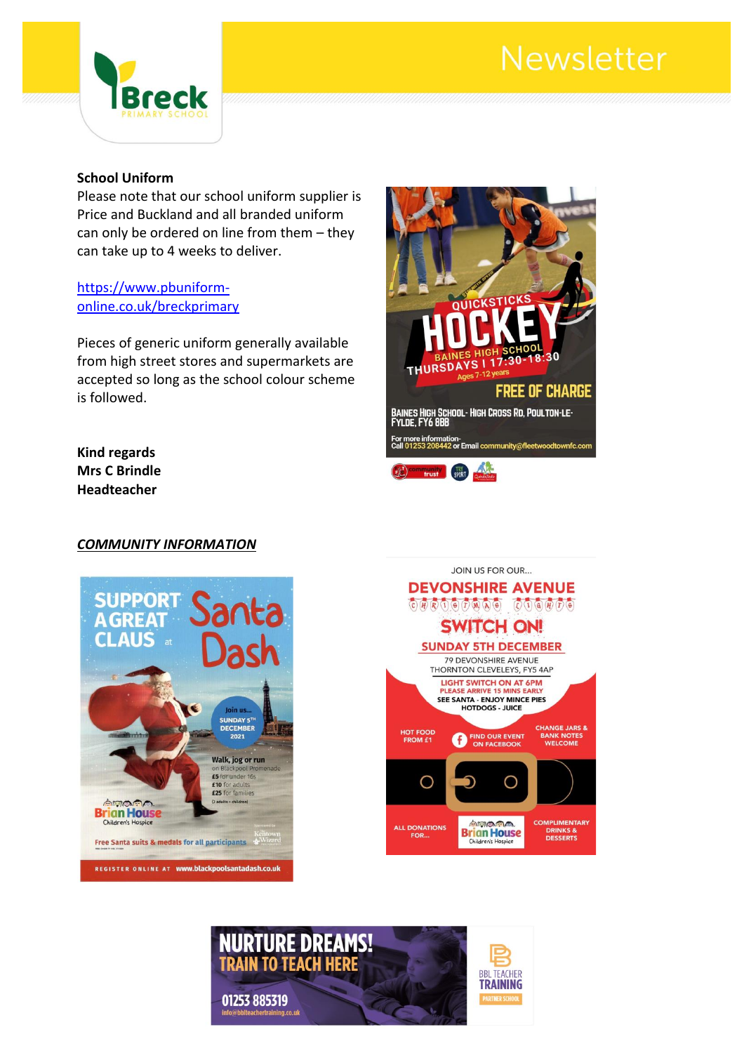**School Uniform**

Please note that our school uniform supplier is Price and Buckland and all branded uniform can only be ordered on line from them – they can take up to 4 weeks to deliver.

https://www.pbuniform-online.co.uk/breckprimary

Pieces of generic uniform generally available from high street stores and supermarkets are accepted so long as the school colour scheme is followed.

**Kind regards**
**Mrs C Brindle**
**Headteacher**

***COMMUNITY INFORMATION***

QUICKSTICKS HOCKEY
BAINES HIGH SCHOOL
THURSDAYS | 17:30-18:30
Ages 7-12 years
FREE OF CHARGE
BAINES HIGH SCHOOL- HIGH CROSS RD, POULTON-LE-FYLDE, FY6 8BB
For more information- Call 01253 208442 or Email community@fleetwoodtownfc.com

SUPPORT A GREAT CLAUS at Santa Dash
Join us... SUNDAY 5TH DECEMBER 2021
Walk, jog or run on Blackpool Promenade
£5 for under 16s
£10 for adults
£25 for families (2 adults + children)
Brian House Children's Hospice
Free Santa suits & medals for all participants
REGISTER ONLINE AT www.blackpoolsantadash.co.uk

JOIN US FOR OUR...
DEVONSHIRE AVENUE CHRISTMAS LIGHTS SWITCH ON!
SUNDAY 5TH DECEMBER
79 DEVONSHIRE AVENUE THORNTON CLEVELEYS, FY5 4AP
LIGHT SWITCH ON AT 6PM
PLEASE ARRIVE 15 MINS EARLY
SEE SANTA - ENJOY MINCE PIES HOTDOGS - JUICE
HOT FOOD FROM £1
FIND OUR EVENT ON FACEBOOK
CHANGE JARS & BANK NOTES WELCOME
ALL DONATIONS FOR... Brian House Children's Hospice
COMPLIMENTARY DRINKS & DESSERTS

NURTURE DREAMS! TRAIN TO TEACH HERE
01253 885319
info@bblteachertraining.co.uk
BBL TEACHER TRAINING PARTNER SCHOOL